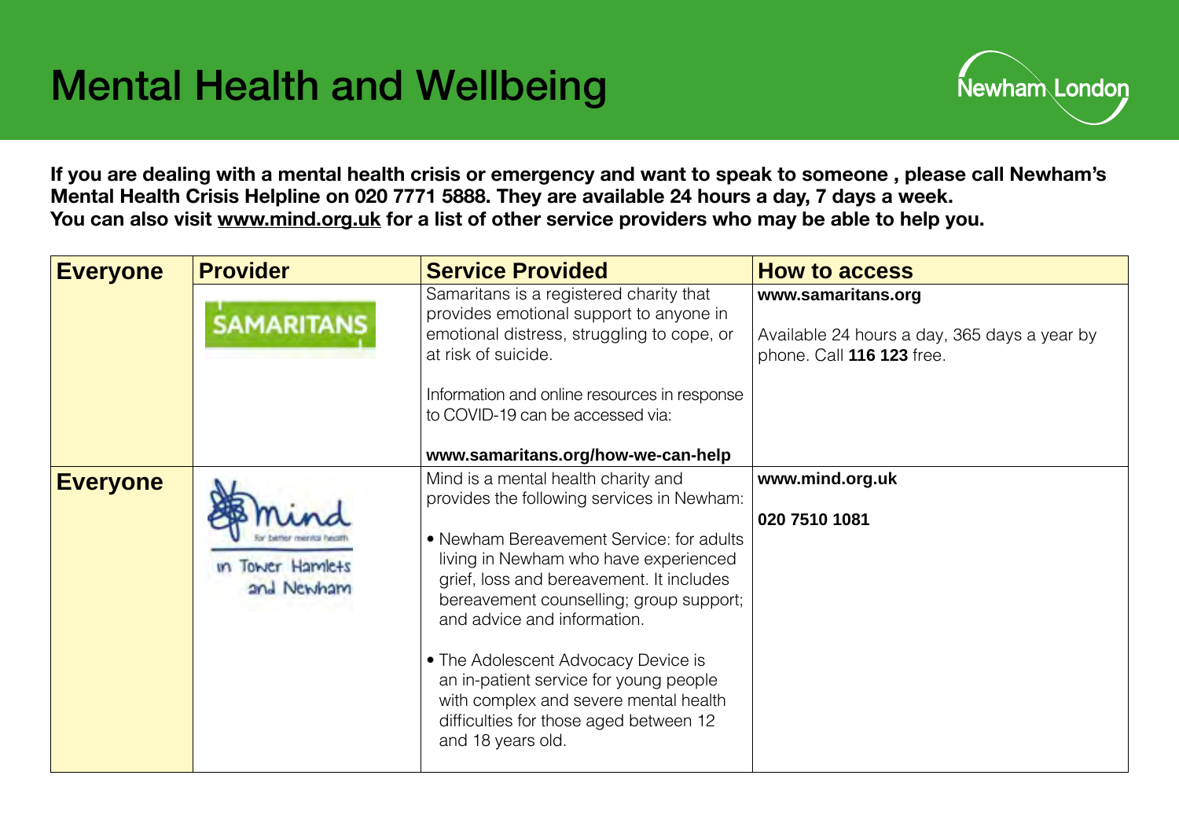# Mental Health and Wellbeing

Newham London

**If you are dealing with a mental health crisis or emergency and want to speak to someone , please call Newham's Mental Health Crisis Helpline on 020 7771 5888. They are available 24 hours a day, 7 days a week.**
**You can also visit www.mind.org.uk for a list of other service providers who may be able to help you.**

| Everyone | Provider | Service Provided | How to access |
|---|---|---|---|
| | SAMARITANS | Samaritans is a registered charity that provides emotional support to anyone in emotional distress, struggling to cope, or at risk of suicide.<br><br>Information and online resources in response to COVID-19 can be accessed via:<br><br>**www.samaritans.org/how-we-can-help** | **www.samaritans.org**<br><br>Available 24 hours a day, 365 days a year by phone. Call **116 123** free. |
| **Everyone** | Mind for better mental health in Tower Hamlets and Newham | Mind is a mental health charity and provides the following services in Newham:<br><br>• Newham Bereavement Service: for adults living in Newham who have experienced grief, loss and bereavement. It includes bereavement counselling; group support; and advice and information.<br><br>• The Adolescent Advocacy Device is an in-patient service for young people with complex and severe mental health difficulties for those aged between 12 and 18 years old. | **www.mind.org.uk**<br><br>**020 7510 1081** |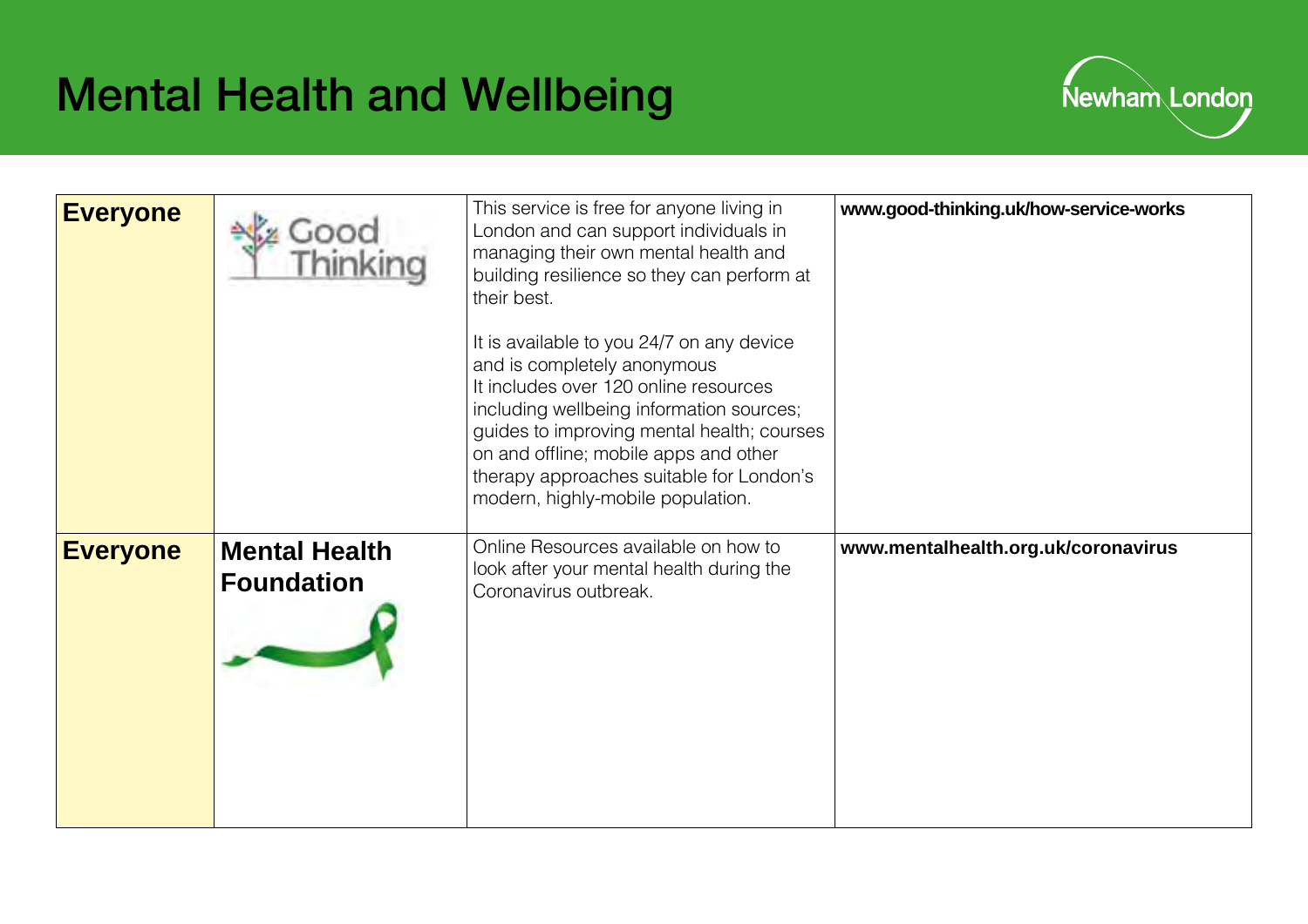# Mental Health and Wellbeing

| | | | |
|---|---|---|---|
| **Everyone** | Good Thinking | This service is free for anyone living in London and can support individuals in managing their own mental health and building resilience so they can perform at their best.<br><br>It is available to you 24/7 on any device and is completely anonymous<br>It includes over 120 online resources including wellbeing information sources; guides to improving mental health; courses on and offline; mobile apps and other therapy approaches suitable for London's modern, highly-mobile population. | **www.good-thinking.uk/how-service-works** |
| **Everyone** | **Mental Health Foundation** | Online Resources available on how to look after your mental health during the Coronavirus outbreak. | **www.mentalhealth.org.uk/coronavirus** |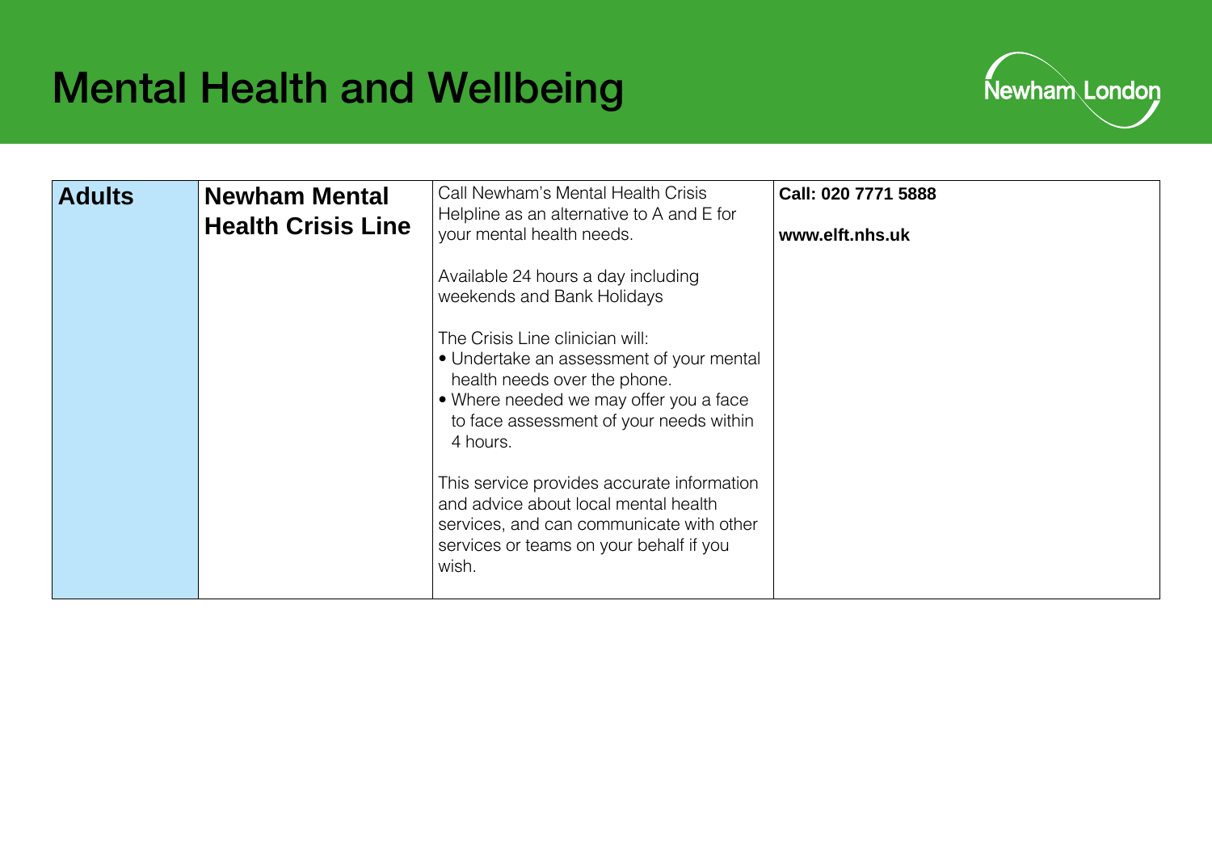# Mental Health and Wellbeing

| Adults | Newham Mental Health Crisis Line | Call Newham's Mental Health Crisis Helpline as an alternative to A and E for your mental health needs.<br><br>Available 24 hours a day including weekends and Bank Holidays<br><br>The Crisis Line clinician will:<br>• Undertake an assessment of your mental health needs over the phone.<br>• Where needed we may offer you a face to face assessment of your needs within 4 hours.<br><br>This service provides accurate information and advice about local mental health services, and can communicate with other services or teams on your behalf if you wish. | **Call: 020 7771 5888**<br><br>**www.elft.nhs.uk** |
|---|---|---|---|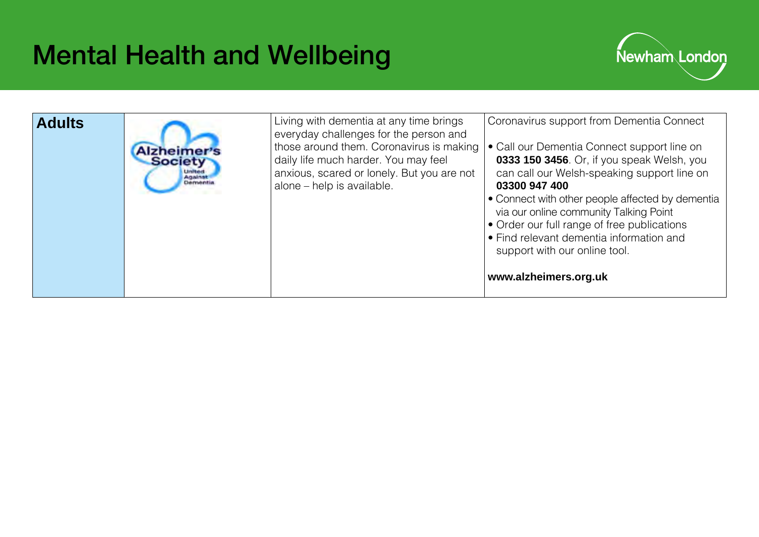# Mental Health and Wellbeing

| Adults | | | |
|---|---|---|---|
| | Alzheimer's Society United Against Dementia | Living with dementia at any time brings everyday challenges for the person and those around them. Coronavirus is making daily life much harder. You may feel anxious, scared or lonely. But you are not alone – help is available. | Coronavirus support from Dementia Connect<br><br>• Call our Dementia Connect support line on **0333 150 3456**. Or, if you speak Welsh, you can call our Welsh-speaking support line on **03300 947 400**<br>• Connect with other people affected by dementia via our online community Talking Point<br>• Order our full range of free publications<br>• Find relevant dementia information and support with our online tool.<br><br>**www.alzheimers.org.uk** |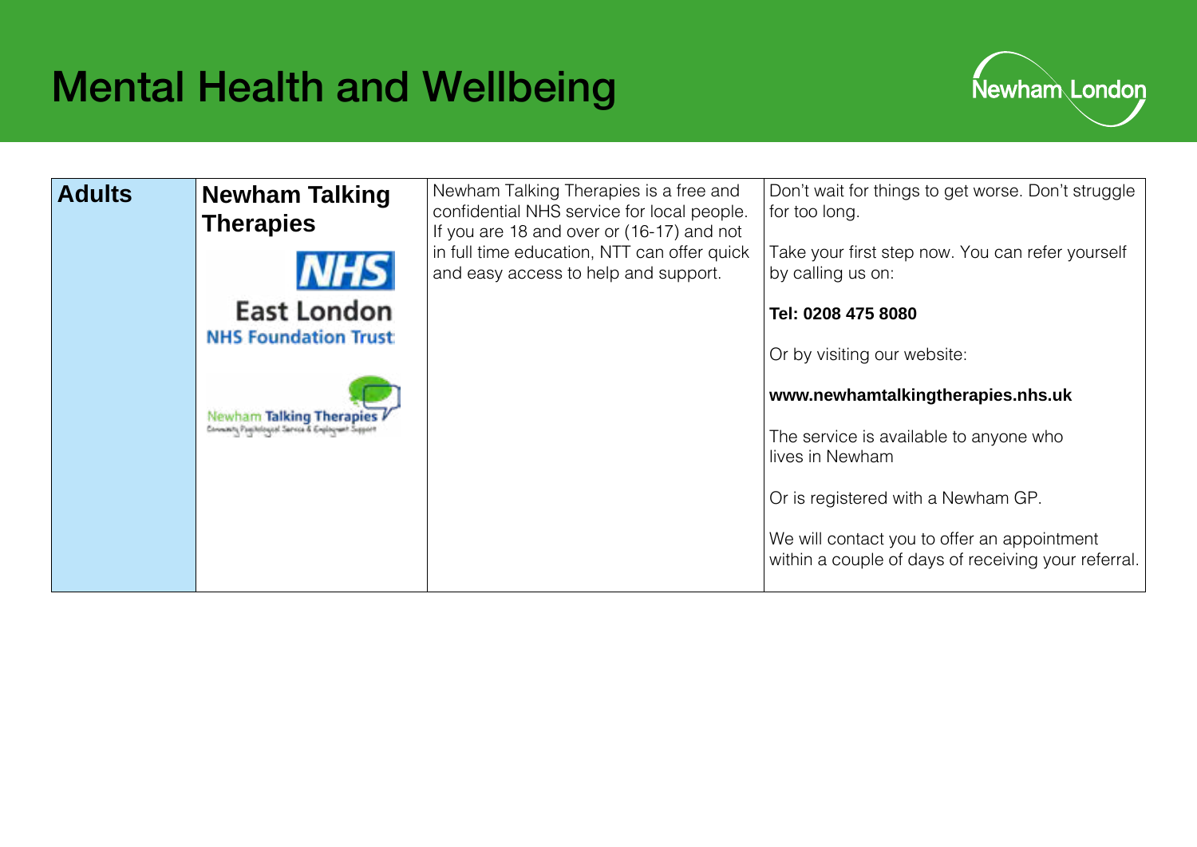# Mental Health and Wellbeing

| Adults | Newham Talking Therapies | Newham Talking Therapies is a free and confidential NHS service for local people. If you are 18 and over or (16-17) and not in full time education, NTT can offer quick and easy access to help and support. | Don't wait for things to get worse. Don't struggle for too long.<br><br>Take your first step now. You can refer yourself by calling us on:<br><br>**Tel: 0208 475 8080**<br><br>Or by visiting our website:<br><br>**www.newhamtalkingtherapies.nhs.uk**<br><br>The service is available to anyone who lives in Newham<br><br>Or is registered with a Newham GP.<br><br>We will contact you to offer an appointment within a couple of days of receiving your referral. |
|---|---|---|---|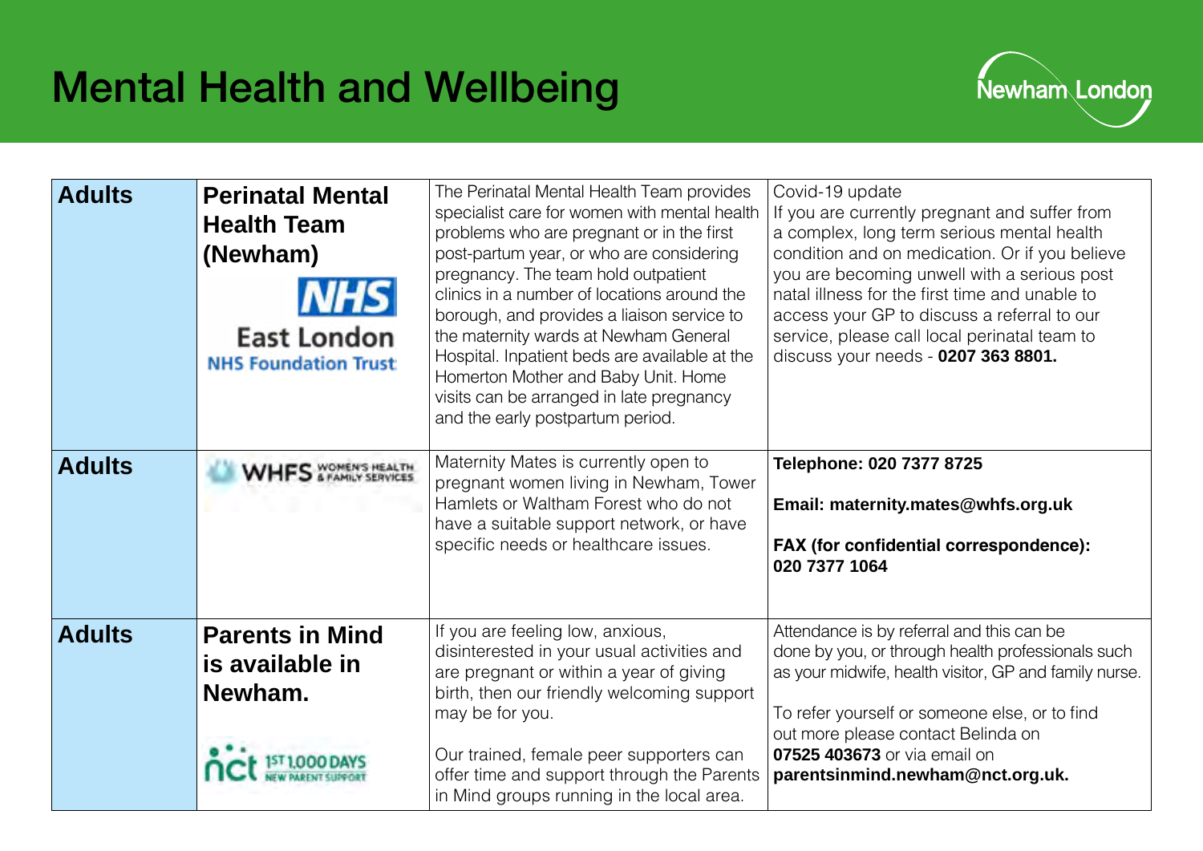# Mental Health and Wellbeing

| | | | |
|---|---|---|---|
| **Adults** | **Perinatal Mental Health Team (Newham)** NHS East London NHS Foundation Trust | The Perinatal Mental Health Team provides specialist care for women with mental health problems who are pregnant or in the first post-partum year, or who are considering pregnancy. The team hold outpatient clinics in a number of locations around the borough, and provides a liaison service to the maternity wards at Newham General Hospital. Inpatient beds are available at the Homerton Mother and Baby Unit. Home visits can be arranged in late pregnancy and the early postpartum period. | Covid-19 update<br>If you are currently pregnant and suffer from a complex, long term serious mental health condition and on medication. Or if you believe you are becoming unwell with a serious post natal illness for the first time and unable to access your GP to discuss a referral to our service, please call local perinatal team to discuss your needs - **0207 363 8801.** |
| **Adults** | WHFS Women's Health & Family Services | Maternity Mates is currently open to pregnant women living in Newham, Tower Hamlets or Waltham Forest who do not have a suitable support network, or have specific needs or healthcare issues. | **Telephone: 020 7377 8725**<br><br>**Email: maternity.mates@whfs.org.uk**<br><br>**FAX (for confidential correspondence): 020 7377 1064** |
| **Adults** | **Parents in Mind is available in Newham.** nct 1st 1,000 days new parent support | If you are feeling low, anxious, disinterested in your usual activities and are pregnant or within a year of giving birth, then our friendly welcoming support may be for you.<br><br>Our trained, female peer supporters can offer time and support through the Parents in Mind groups running in the local area. | Attendance is by referral and this can be done by you, or through health professionals such as your midwife, health visitor, GP and family nurse.<br><br>To refer yourself or someone else, or to find out more please contact Belinda on **07525 403673** or via email on **parentsinmind.newham@nct.org.uk.** |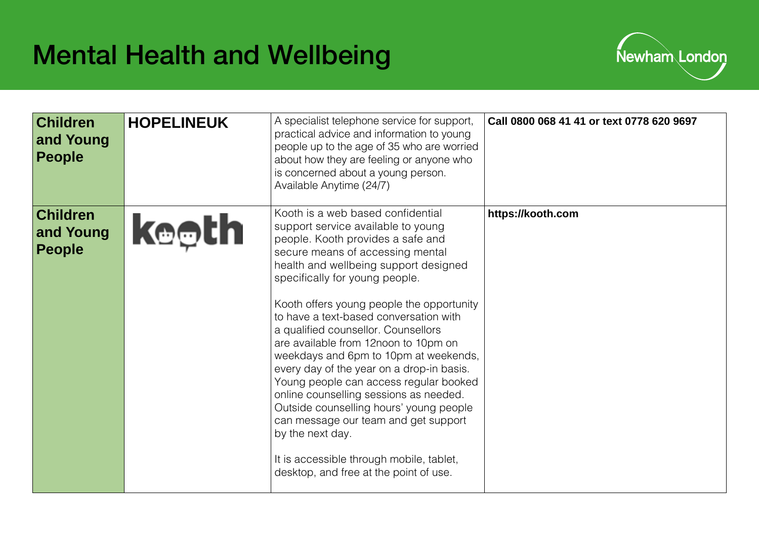# Mental Health and Wellbeing

| | | | |
|---|---|---|---|
| **Children and Young People** | **HOPELINEUK** | A specialist telephone service for support, practical advice and information to young people up to the age of 35 who are worried about how they are feeling or anyone who is concerned about a young person. Available Anytime (24/7) | **Call 0800 068 41 41 or text 0778 620 9697** |
| **Children and Young People** | kooth | Kooth is a web based confidential support service available to young people. Kooth provides a safe and secure means of accessing mental health and wellbeing support designed specifically for young people.<br><br>Kooth offers young people the opportunity to have a text-based conversation with a qualified counsellor. Counsellors are available from 12noon to 10pm on weekdays and 6pm to 10pm at weekends, every day of the year on a drop-in basis. Young people can access regular booked online counselling sessions as needed. Outside counselling hours' young people can message our team and get support by the next day.<br><br>It is accessible through mobile, tablet, desktop, and free at the point of use. | **https://kooth.com** |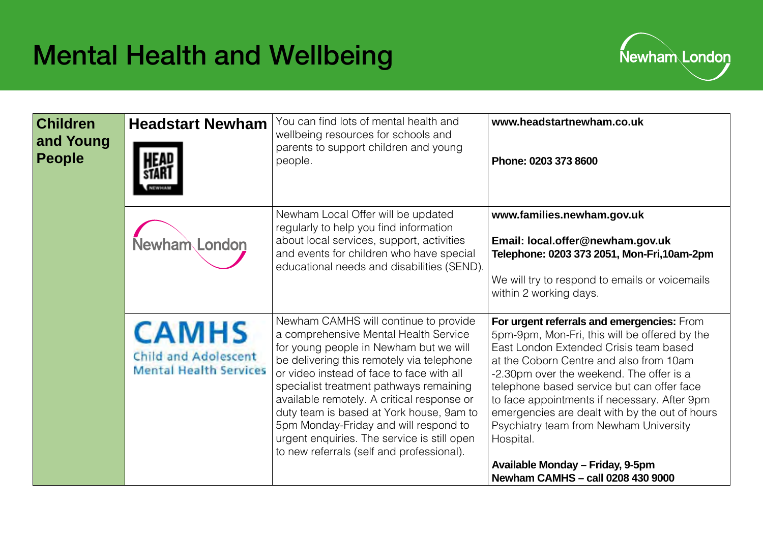# Mental Health and Wellbeing

| Children and Young People | Service | Description | Contact |
|---|---|---|---|
| | **Headstart Newham** | You can find lots of mental health and wellbeing resources for schools and parents to support children and young people. | **www.headstartnewham.co.uk**<br><br>**Phone: 0203 373 8600** |
| | Newham London | Newham Local Offer will be updated regularly to help you find information about local services, support, activities and events for children who have special educational needs and disabilities (SEND). | **www.families.newham.gov.uk**<br><br>**Email: local.offer@newham.gov.uk**<br>**Telephone: 0203 373 2051, Mon-Fri,10am-2pm**<br><br>We will try to respond to emails or voicemails within 2 working days. |
| | CAMHS Child and Adolescent Mental Health Services | Newham CAMHS will continue to provide a comprehensive Mental Health Service for young people in Newham but we will be delivering this remotely via telephone or video instead of face to face with all specialist treatment pathways remaining available remotely. A critical response or duty team is based at York house, 9am to 5pm Monday-Friday and will respond to urgent enquiries. The service is still open to new referrals (self and professional). | **For urgent referrals and emergencies:** From 5pm-9pm, Mon-Fri, this will be offered by the East London Extended Crisis team based at the Coborn Centre and also from 10am -2.30pm over the weekend. The offer is a telephone based service but can offer face to face appointments if necessary. After 9pm emergencies are dealt with by the out of hours Psychiatry team from Newham University Hospital.<br><br>**Available Monday – Friday, 9-5pm**<br>**Newham CAMHS – call 0208 430 9000** |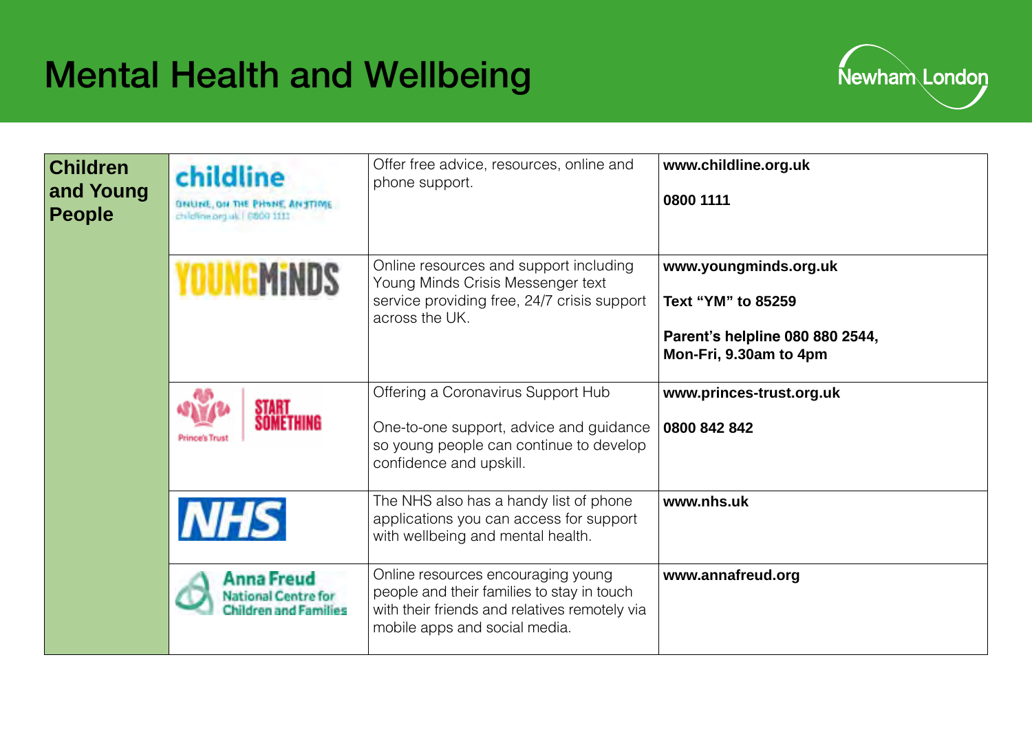# Mental Health and Wellbeing

| | | | |
|---|---|---|---|
| **Children and Young People** | childline<br>ONLINE, ON THE PHONE, ANYTIME<br>childline.org.uk \| 0800 1111 | Offer free advice, resources, online and phone support. | **www.childline.org.uk**<br><br>**0800 1111** |
| | YOUNGMINDS | Online resources and support including Young Minds Crisis Messenger text service providing free, 24/7 crisis support across the UK. | **www.youngminds.org.uk**<br><br>**Text "YM" to 85259**<br><br>**Parent's helpline 080 880 2544, Mon-Fri, 9.30am to 4pm** |
| | Prince's Trust START SOMETHING | Offering a Coronavirus Support Hub<br><br>One-to-one support, advice and guidance so young people can continue to develop confidence and upskill. | **www.princes-trust.org.uk**<br><br>**0800 842 842** |
| | NHS | The NHS also has a handy list of phone applications you can access for support with wellbeing and mental health. | **www.nhs.uk** |
| | Anna Freud National Centre for Children and Families | Online resources encouraging young people and their families to stay in touch with their friends and relatives remotely via mobile apps and social media. | **www.annafreud.org** |